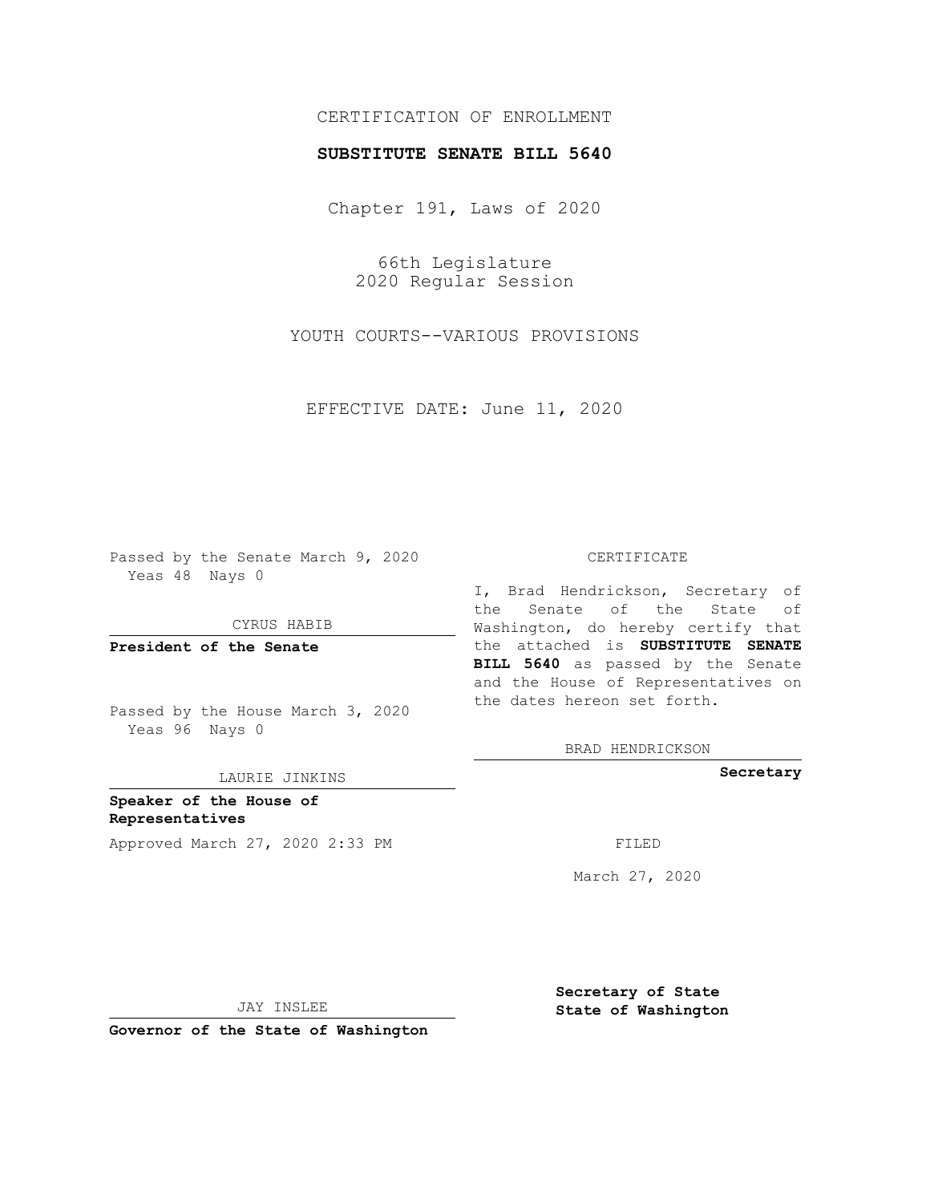CERTIFICATION OF ENROLLMENT

**SUBSTITUTE SENATE BILL 5640**

Chapter 191, Laws of 2020

66th Legislature
2020 Regular Session

YOUTH COURTS--VARIOUS PROVISIONS

EFFECTIVE DATE: June 11, 2020

Passed by the Senate March 9, 2020
Yeas 48 Nays 0

CYRUS HABIB

**President of the Senate**

Passed by the House March 3, 2020
Yeas 96 Nays 0

LAURIE JINKINS

**Speaker of the House of Representatives**

Approved March 27, 2020 2:33 PM

JAY INSLEE

**Governor of the State of Washington**

CERTIFICATE

I, Brad Hendrickson, Secretary of the Senate of the State of Washington, do hereby certify that the attached is **SUBSTITUTE SENATE BILL 5640** as passed by the Senate and the House of Representatives on the dates hereon set forth.

BRAD HENDRICKSON

**Secretary**

FILED

March 27, 2020

**Secretary of State**
**State of Washington**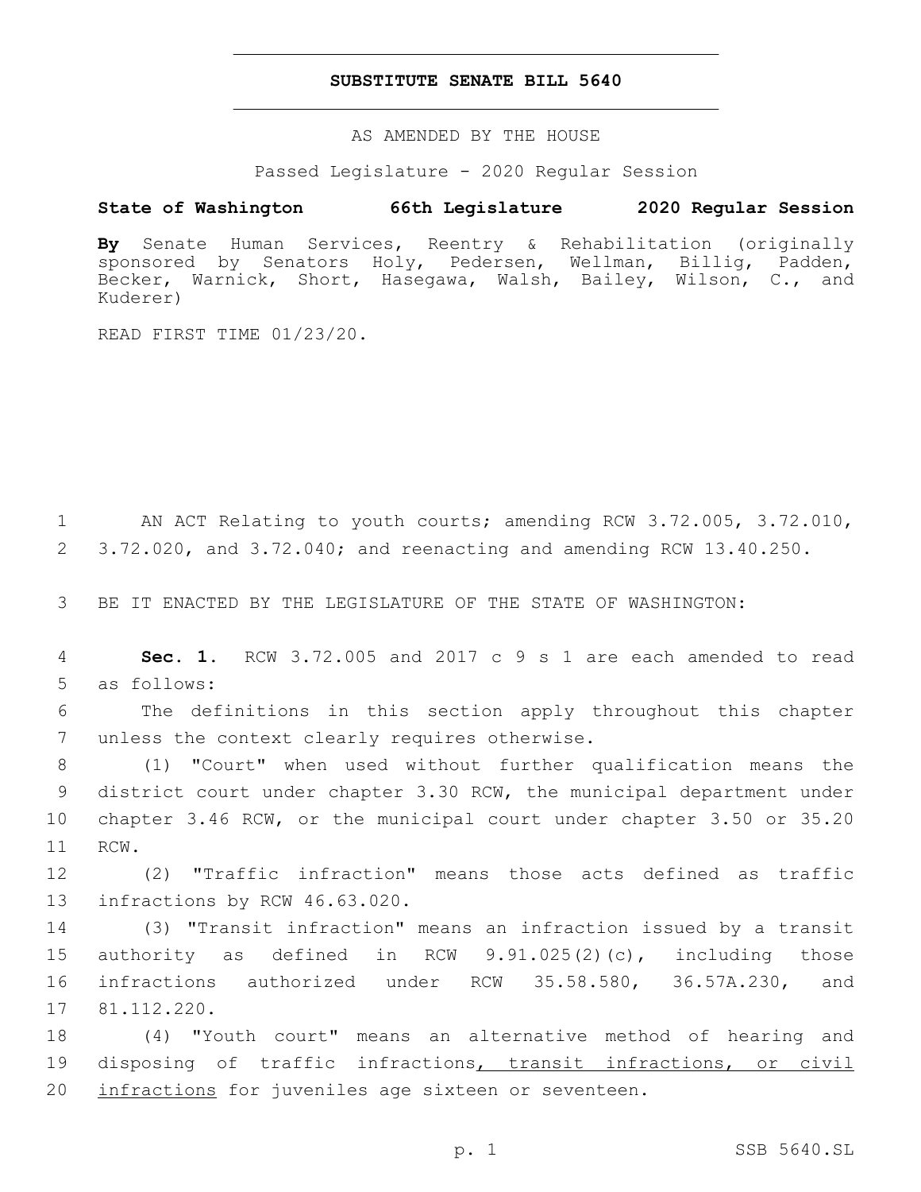# SUBSTITUTE SENATE BILL 5640

AS AMENDED BY THE HOUSE

Passed Legislature - 2020 Regular Session

**State of Washington 66th Legislature 2020 Regular Session**

**By** Senate Human Services, Reentry & Rehabilitation (originally sponsored by Senators Holy, Pedersen, Wellman, Billig, Padden, Becker, Warnick, Short, Hasegawa, Walsh, Bailey, Wilson, C., and Kuderer)

READ FIRST TIME 01/23/20.

AN ACT Relating to youth courts; amending RCW 3.72.005, 3.72.010, 3.72.020, and 3.72.040; and reenacting and amending RCW 13.40.250.

BE IT ENACTED BY THE LEGISLATURE OF THE STATE OF WASHINGTON:

**Sec. 1.** RCW 3.72.005 and 2017 c 9 s 1 are each amended to read as follows:

The definitions in this section apply throughout this chapter unless the context clearly requires otherwise.

(1) "Court" when used without further qualification means the district court under chapter 3.30 RCW, the municipal department under chapter 3.46 RCW, or the municipal court under chapter 3.50 or 35.20 RCW.

(2) "Traffic infraction" means those acts defined as traffic infractions by RCW 46.63.020.

(3) "Transit infraction" means an infraction issued by a transit authority as defined in RCW 9.91.025(2)(c), including those infractions authorized under RCW 35.58.580, 36.57A.230, and 81.112.220.

(4) "Youth court" means an alternative method of hearing and disposing of traffic infractions<u>, transit infractions, or civil infractions</u> for juveniles age sixteen or seventeen.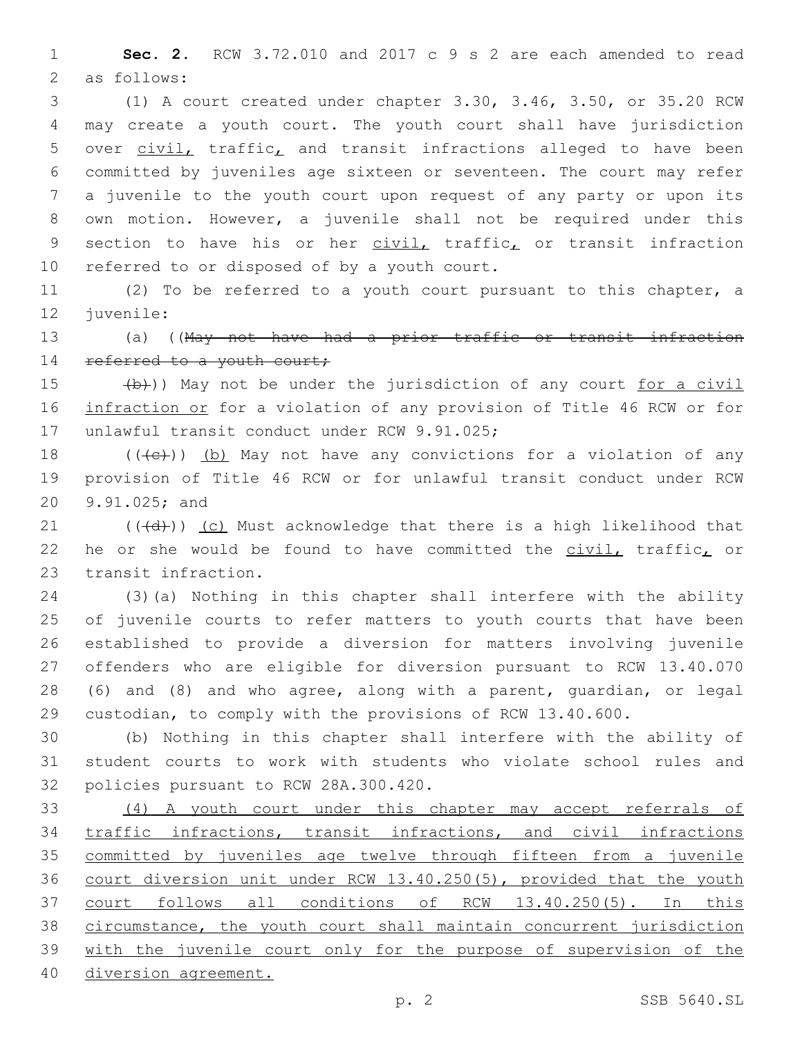**Sec. 2.** RCW 3.72.010 and 2017 c 9 s 2 are each amended to read as follows:

(1) A court created under chapter 3.30, 3.46, 3.50, or 35.20 RCW may create a youth court. The youth court shall have jurisdiction over civil, traffic, and transit infractions alleged to have been committed by juveniles age sixteen or seventeen. The court may refer a juvenile to the youth court upon request of any party or upon its own motion. However, a juvenile shall not be required under this section to have his or her civil, traffic, or transit infraction referred to or disposed of by a youth court.

(2) To be referred to a youth court pursuant to this chapter, a juvenile:

(a) ((~~May not have had a prior traffic or transit infraction referred to a youth court;~~

~~(b)~~)) May not be under the jurisdiction of any court for a civil infraction or for a violation of any provision of Title 46 RCW or for unlawful transit conduct under RCW 9.91.025;

((~~(c)~~)) (b) May not have any convictions for a violation of any provision of Title 46 RCW or for unlawful transit conduct under RCW 9.91.025; and

((~~(d)~~)) (c) Must acknowledge that there is a high likelihood that he or she would be found to have committed the civil, traffic, or transit infraction.

(3)(a) Nothing in this chapter shall interfere with the ability of juvenile courts to refer matters to youth courts that have been established to provide a diversion for matters involving juvenile offenders who are eligible for diversion pursuant to RCW 13.40.070 (6) and (8) and who agree, along with a parent, guardian, or legal custodian, to comply with the provisions of RCW 13.40.600.

(b) Nothing in this chapter shall interfere with the ability of student courts to work with students who violate school rules and policies pursuant to RCW 28A.300.420.

(4) A youth court under this chapter may accept referrals of traffic infractions, transit infractions, and civil infractions committed by juveniles age twelve through fifteen from a juvenile court diversion unit under RCW 13.40.250(5), provided that the youth court follows all conditions of RCW 13.40.250(5). In this circumstance, the youth court shall maintain concurrent jurisdiction with the juvenile court only for the purpose of supervision of the diversion agreement.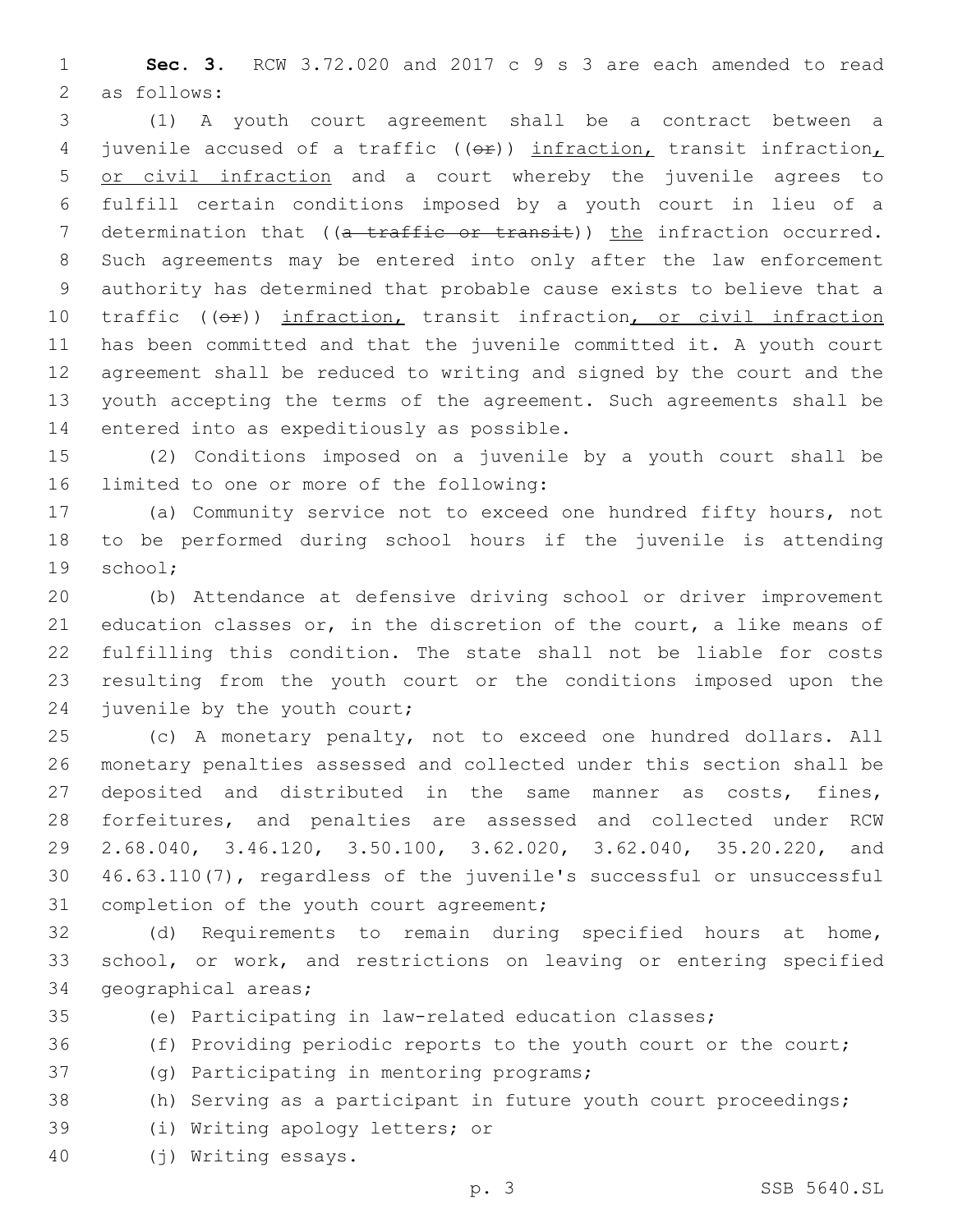**Sec. 3.** RCW 3.72.020 and 2017 c 9 s 3 are each amended to read as follows:

(1) A youth court agreement shall be a contract between a juvenile accused of a traffic ((~~or~~)) <u>infraction,</u> transit infraction<u>, or civil infraction</u> and a court whereby the juvenile agrees to fulfill certain conditions imposed by a youth court in lieu of a determination that ((~~a traffic or transit~~)) <u>the</u> infraction occurred. Such agreements may be entered into only after the law enforcement authority has determined that probable cause exists to believe that a traffic ((~~or~~)) <u>infraction,</u> transit infraction<u>, or civil infraction</u> has been committed and that the juvenile committed it. A youth court agreement shall be reduced to writing and signed by the court and the youth accepting the terms of the agreement. Such agreements shall be entered into as expeditiously as possible.

(2) Conditions imposed on a juvenile by a youth court shall be limited to one or more of the following:

(a) Community service not to exceed one hundred fifty hours, not to be performed during school hours if the juvenile is attending school;

(b) Attendance at defensive driving school or driver improvement education classes or, in the discretion of the court, a like means of fulfilling this condition. The state shall not be liable for costs resulting from the youth court or the conditions imposed upon the juvenile by the youth court;

(c) A monetary penalty, not to exceed one hundred dollars. All monetary penalties assessed and collected under this section shall be deposited and distributed in the same manner as costs, fines, forfeitures, and penalties are assessed and collected under RCW 2.68.040, 3.46.120, 3.50.100, 3.62.020, 3.62.040, 35.20.220, and 46.63.110(7), regardless of the juvenile's successful or unsuccessful completion of the youth court agreement;

(d) Requirements to remain during specified hours at home, school, or work, and restrictions on leaving or entering specified geographical areas;

(e) Participating in law-related education classes;

(f) Providing periodic reports to the youth court or the court;

(g) Participating in mentoring programs;

(h) Serving as a participant in future youth court proceedings;

(i) Writing apology letters; or

(j) Writing essays.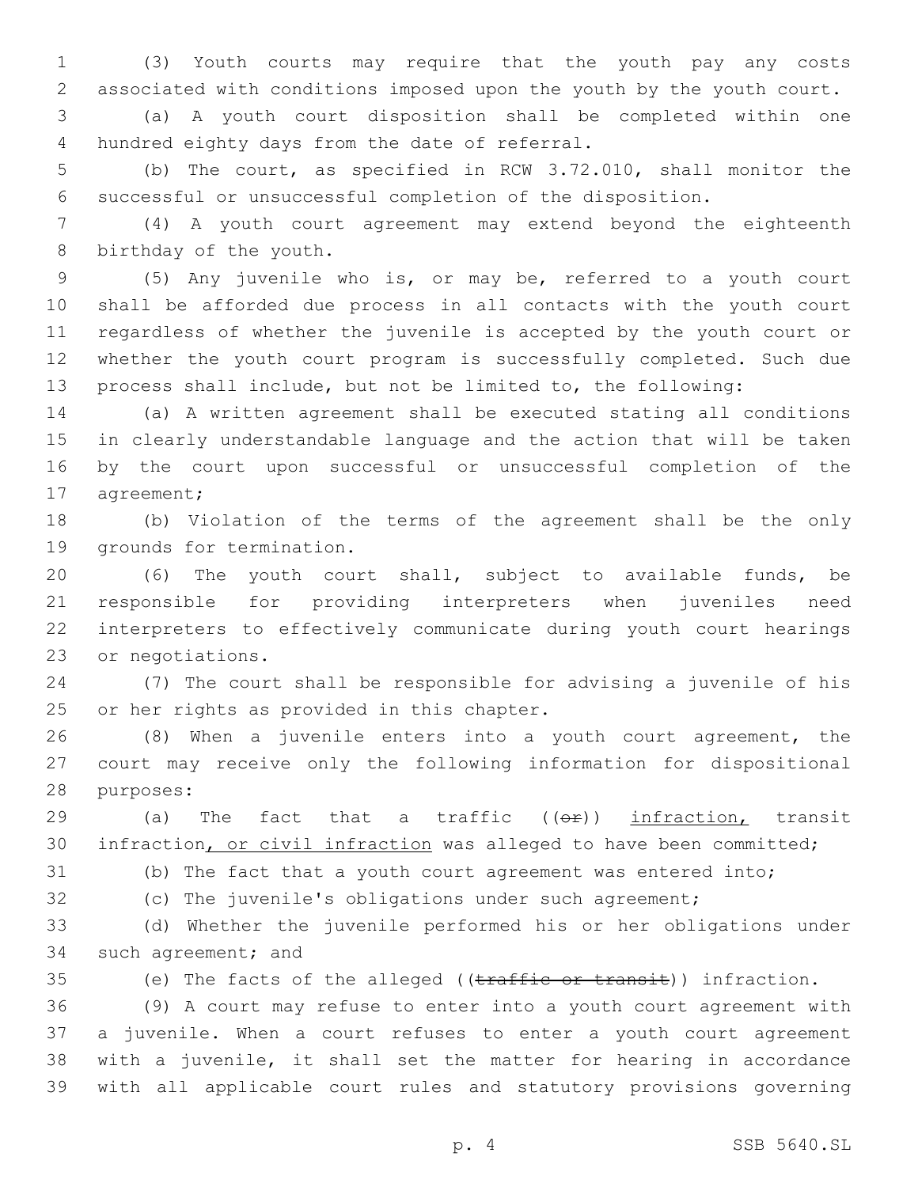(3) Youth courts may require that the youth pay any costs associated with conditions imposed upon the youth by the youth court.

(a) A youth court disposition shall be completed within one hundred eighty days from the date of referral.

(b) The court, as specified in RCW 3.72.010, shall monitor the successful or unsuccessful completion of the disposition.

(4) A youth court agreement may extend beyond the eighteenth birthday of the youth.

(5) Any juvenile who is, or may be, referred to a youth court shall be afforded due process in all contacts with the youth court regardless of whether the juvenile is accepted by the youth court or whether the youth court program is successfully completed. Such due process shall include, but not be limited to, the following:

(a) A written agreement shall be executed stating all conditions in clearly understandable language and the action that will be taken by the court upon successful or unsuccessful completion of the agreement;

(b) Violation of the terms of the agreement shall be the only grounds for termination.

(6) The youth court shall, subject to available funds, be responsible for providing interpreters when juveniles need interpreters to effectively communicate during youth court hearings or negotiations.

(7) The court shall be responsible for advising a juvenile of his or her rights as provided in this chapter.

(8) When a juvenile enters into a youth court agreement, the court may receive only the following information for dispositional purposes:

(a) The fact that a traffic ((~~or~~)) <u>infraction,</u> transit infraction<u>, or civil infraction</u> was alleged to have been committed;

(b) The fact that a youth court agreement was entered into;

(c) The juvenile's obligations under such agreement;

(d) Whether the juvenile performed his or her obligations under such agreement; and

(e) The facts of the alleged ((~~traffic or transit~~)) infraction.

(9) A court may refuse to enter into a youth court agreement with a juvenile. When a court refuses to enter a youth court agreement with a juvenile, it shall set the matter for hearing in accordance with all applicable court rules and statutory provisions governing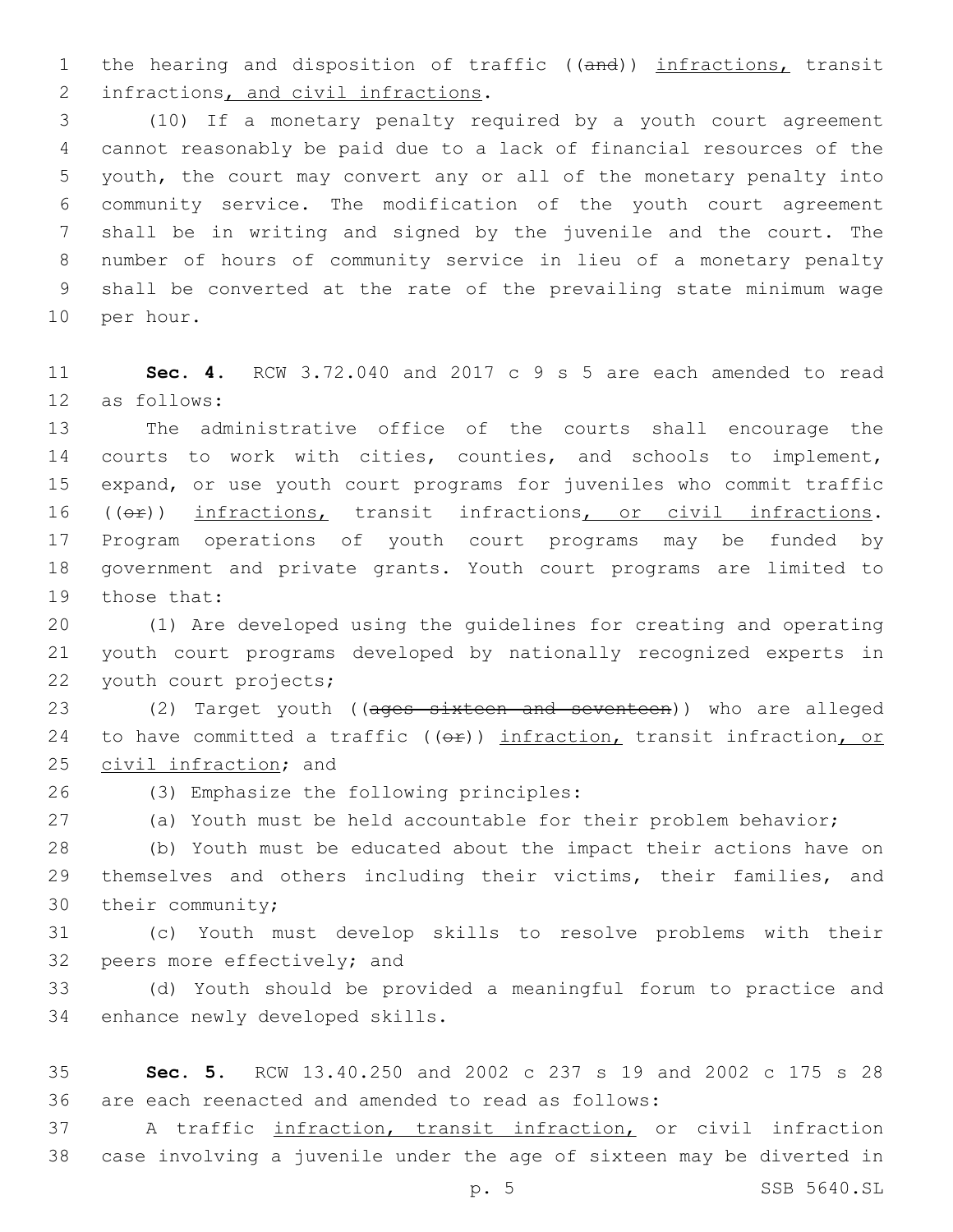the hearing and disposition of traffic ((~~and~~)) infractions, transit infractions, and civil infractions.

(10) If a monetary penalty required by a youth court agreement cannot reasonably be paid due to a lack of financial resources of the youth, the court may convert any or all of the monetary penalty into community service. The modification of the youth court agreement shall be in writing and signed by the juvenile and the court. The number of hours of community service in lieu of a monetary penalty shall be converted at the rate of the prevailing state minimum wage per hour.

**Sec. 4.** RCW 3.72.040 and 2017 c 9 s 5 are each amended to read as follows:

The administrative office of the courts shall encourage the courts to work with cities, counties, and schools to implement, expand, or use youth court programs for juveniles who commit traffic ((~~or~~)) infractions, transit infractions, or civil infractions. Program operations of youth court programs may be funded by government and private grants. Youth court programs are limited to those that:

(1) Are developed using the guidelines for creating and operating youth court programs developed by nationally recognized experts in youth court projects;

(2) Target youth ((~~ages sixteen and seventeen~~)) who are alleged to have committed a traffic ((~~or~~)) infraction, transit infraction, or civil infraction; and

(3) Emphasize the following principles:

(a) Youth must be held accountable for their problem behavior;

(b) Youth must be educated about the impact their actions have on themselves and others including their victims, their families, and their community;

(c) Youth must develop skills to resolve problems with their peers more effectively; and

(d) Youth should be provided a meaningful forum to practice and enhance newly developed skills.

**Sec. 5.** RCW 13.40.250 and 2002 c 237 s 19 and 2002 c 175 s 28 are each reenacted and amended to read as follows:

A traffic infraction, transit infraction, or civil infraction case involving a juvenile under the age of sixteen may be diverted in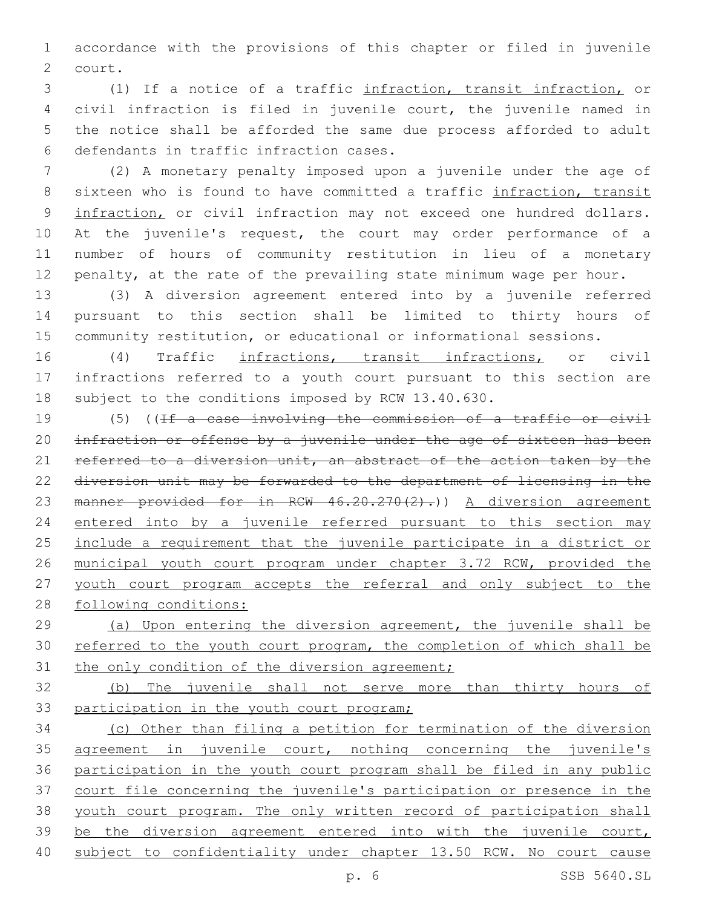accordance with the provisions of this chapter or filed in juvenile court.

(1) If a notice of a traffic infraction, transit infraction, or civil infraction is filed in juvenile court, the juvenile named in the notice shall be afforded the same due process afforded to adult defendants in traffic infraction cases.

(2) A monetary penalty imposed upon a juvenile under the age of sixteen who is found to have committed a traffic infraction, transit infraction, or civil infraction may not exceed one hundred dollars. At the juvenile's request, the court may order performance of a number of hours of community restitution in lieu of a monetary penalty, at the rate of the prevailing state minimum wage per hour.

(3) A diversion agreement entered into by a juvenile referred pursuant to this section shall be limited to thirty hours of community restitution, or educational or informational sessions.

(4) Traffic infractions, transit infractions, or civil infractions referred to a youth court pursuant to this section are subject to the conditions imposed by RCW 13.40.630.

(5) ((~~If a case involving the commission of a traffic or civil infraction or offense by a juvenile under the age of sixteen has been referred to a diversion unit, an abstract of the action taken by the diversion unit may be forwarded to the department of licensing in the manner provided for in RCW 46.20.270(2).~~)) A diversion agreement entered into by a juvenile referred pursuant to this section may include a requirement that the juvenile participate in a district or municipal youth court program under chapter 3.72 RCW, provided the youth court program accepts the referral and only subject to the following conditions:

(a) Upon entering the diversion agreement, the juvenile shall be referred to the youth court program, the completion of which shall be the only condition of the diversion agreement;

(b) The juvenile shall not serve more than thirty hours of participation in the youth court program;

(c) Other than filing a petition for termination of the diversion agreement in juvenile court, nothing concerning the juvenile's participation in the youth court program shall be filed in any public court file concerning the juvenile's participation or presence in the youth court program. The only written record of participation shall be the diversion agreement entered into with the juvenile court, subject to confidentiality under chapter 13.50 RCW. No court cause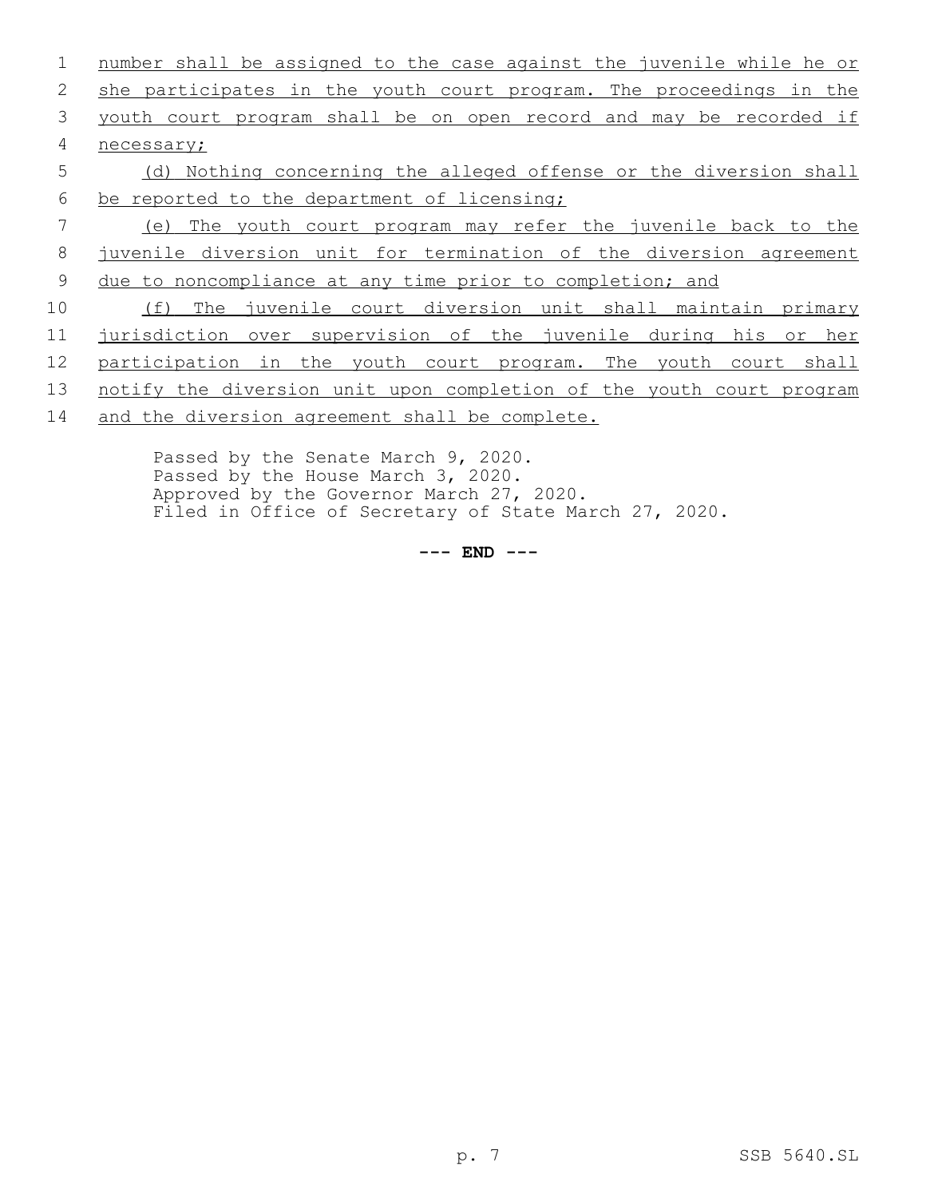number shall be assigned to the case against the juvenile while he or she participates in the youth court program. The proceedings in the youth court program shall be on open record and may be recorded if necessary;

(d) Nothing concerning the alleged offense or the diversion shall be reported to the department of licensing;

(e) The youth court program may refer the juvenile back to the juvenile diversion unit for termination of the diversion agreement due to noncompliance at any time prior to completion; and

(f) The juvenile court diversion unit shall maintain primary jurisdiction over supervision of the juvenile during his or her participation in the youth court program. The youth court shall notify the diversion unit upon completion of the youth court program and the diversion agreement shall be complete.

Passed by the Senate March 9, 2020.
Passed by the House March 3, 2020.
Approved by the Governor March 27, 2020.
Filed in Office of Secretary of State March 27, 2020.

**--- END ---**